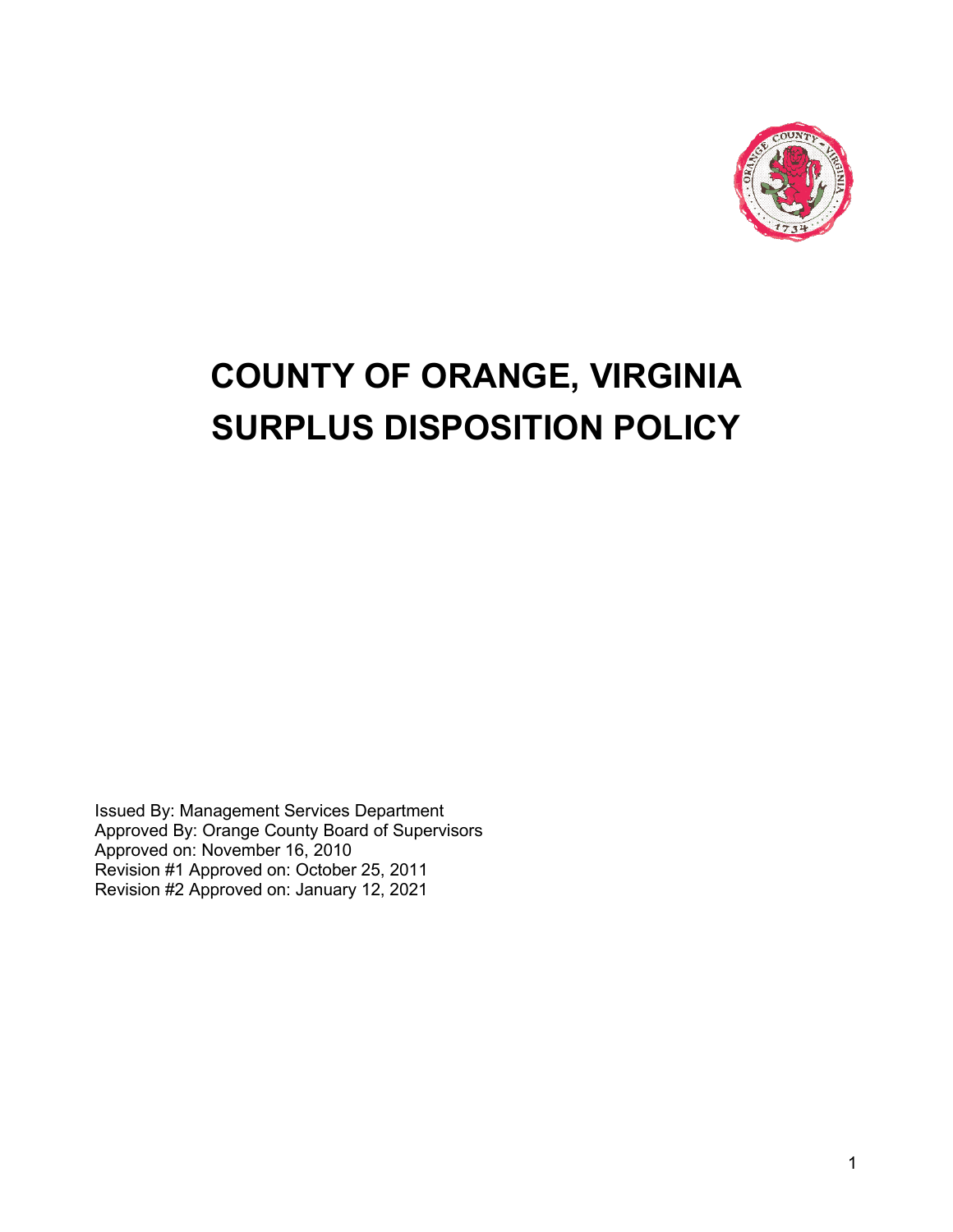# COUNTY OF ORANGE, VIRGINIA
# SURPLUS DISPOSITION POLICY

Issued By: Management Services Department
Approved By: Orange County Board of Supervisors
Approved on: November 16, 2010
Revision #1 Approved on: October 25, 2011
Revision #2 Approved on: January 12, 2021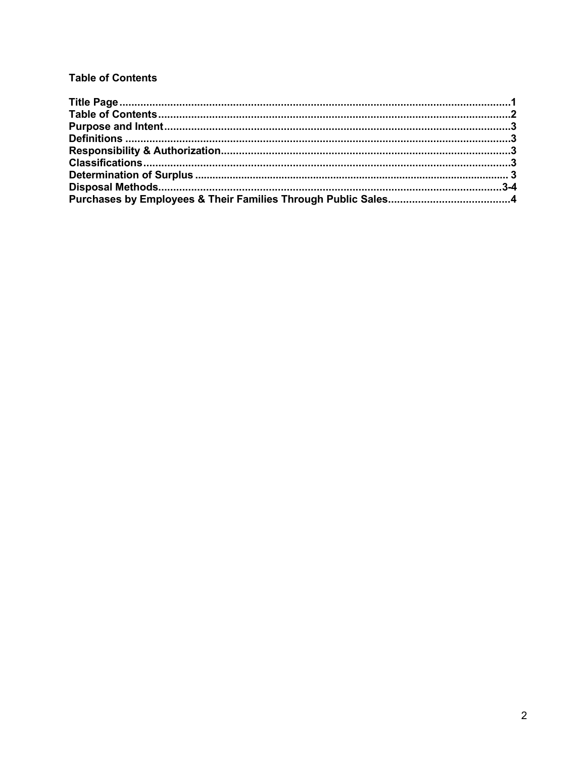**Table of Contents**

**Title Page....................................................................................................................1**
**Table of Contents.......................................................................................................2**
**Purpose and Intent.....................................................................................................3**
**Definitions .................................................................................................................3**
**Responsibility & Authorization...................................................................................3**
**Classifications.............................................................................................................3**
**Determination of Surplus ........................................................................................... 3**
**Disposal Methods....................................................................................................3-4**
**Purchases by Employees & Their Families Through Public Sales..........................................4**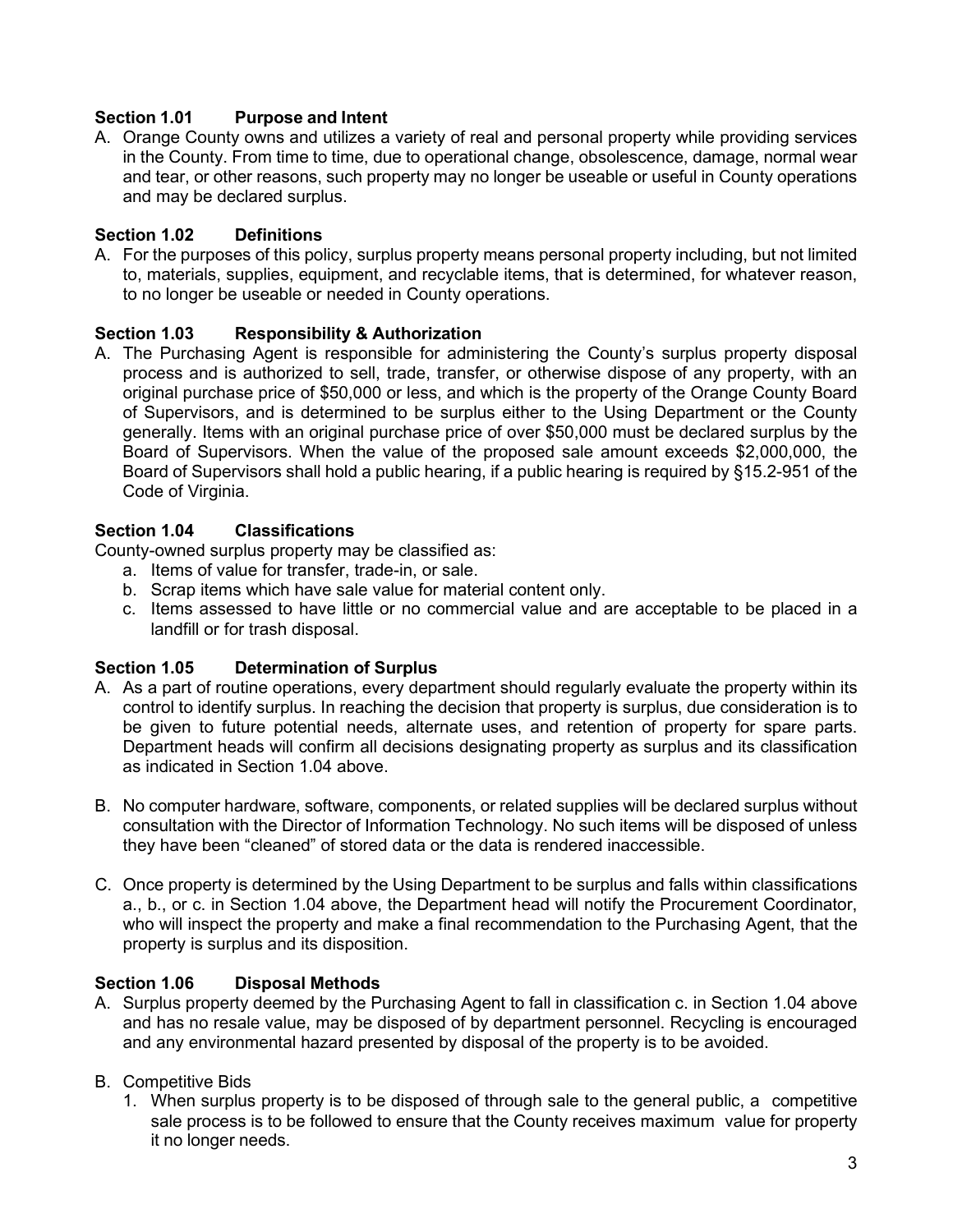### Section 1.01 Purpose and Intent

A. Orange County owns and utilizes a variety of real and personal property while providing services in the County. From time to time, due to operational change, obsolescence, damage, normal wear and tear, or other reasons, such property may no longer be useable or useful in County operations and may be declared surplus.

### Section 1.02 Definitions

A. For the purposes of this policy, surplus property means personal property including, but not limited to, materials, supplies, equipment, and recyclable items, that is determined, for whatever reason, to no longer be useable or needed in County operations.

### Section 1.03 Responsibility & Authorization

A. The Purchasing Agent is responsible for administering the County's surplus property disposal process and is authorized to sell, trade, transfer, or otherwise dispose of any property, with an original purchase price of $50,000 or less, and which is the property of the Orange County Board of Supervisors, and is determined to be surplus either to the Using Department or the County generally. Items with an original purchase price of over $50,000 must be declared surplus by the Board of Supervisors. When the value of the proposed sale amount exceeds $2,000,000, the Board of Supervisors shall hold a public hearing, if a public hearing is required by §15.2-951 of the Code of Virginia.

### Section 1.04 Classifications

County-owned surplus property may be classified as:

a. Items of value for transfer, trade-in, or sale.
b. Scrap items which have sale value for material content only.
c. Items assessed to have little or no commercial value and are acceptable to be placed in a landfill or for trash disposal.

### Section 1.05 Determination of Surplus

A. As a part of routine operations, every department should regularly evaluate the property within its control to identify surplus. In reaching the decision that property is surplus, due consideration is to be given to future potential needs, alternate uses, and retention of property for spare parts. Department heads will confirm all decisions designating property as surplus and its classification as indicated in Section 1.04 above.

B. No computer hardware, software, components, or related supplies will be declared surplus without consultation with the Director of Information Technology. No such items will be disposed of unless they have been "cleaned" of stored data or the data is rendered inaccessible.

C. Once property is determined by the Using Department to be surplus and falls within classifications a., b., or c. in Section 1.04 above, the Department head will notify the Procurement Coordinator, who will inspect the property and make a final recommendation to the Purchasing Agent, that the property is surplus and its disposition.

### Section 1.06 Disposal Methods

A. Surplus property deemed by the Purchasing Agent to fall in classification c. in Section 1.04 above and has no resale value, may be disposed of by department personnel. Recycling is encouraged and any environmental hazard presented by disposal of the property is to be avoided.

B. Competitive Bids

1. When surplus property is to be disposed of through sale to the general public, a competitive sale process is to be followed to ensure that the County receives maximum value for property it no longer needs.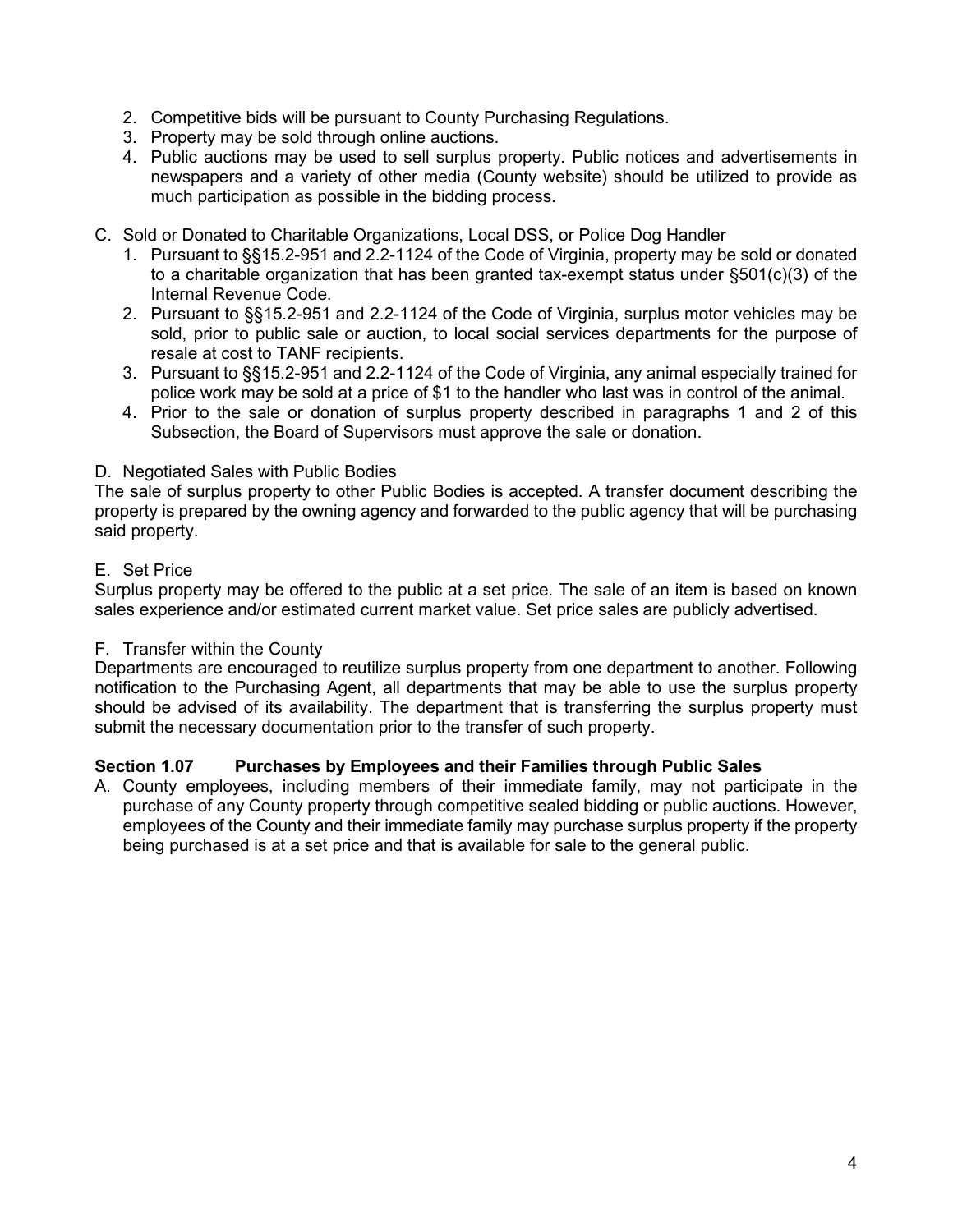2. Competitive bids will be pursuant to County Purchasing Regulations.
3. Property may be sold through online auctions.
4. Public auctions may be used to sell surplus property. Public notices and advertisements in newspapers and a variety of other media (County website) should be utilized to provide as much participation as possible in the bidding process.

C. Sold or Donated to Charitable Organizations, Local DSS, or Police Dog Handler

1. Pursuant to §§15.2-951 and 2.2-1124 of the Code of Virginia, property may be sold or donated to a charitable organization that has been granted tax-exempt status under §501(c)(3) of the Internal Revenue Code.
2. Pursuant to §§15.2-951 and 2.2-1124 of the Code of Virginia, surplus motor vehicles may be sold, prior to public sale or auction, to local social services departments for the purpose of resale at cost to TANF recipients.
3. Pursuant to §§15.2-951 and 2.2-1124 of the Code of Virginia, any animal especially trained for police work may be sold at a price of $1 to the handler who last was in control of the animal.
4. Prior to the sale or donation of surplus property described in paragraphs 1 and 2 of this Subsection, the Board of Supervisors must approve the sale or donation.

D. Negotiated Sales with Public Bodies

The sale of surplus property to other Public Bodies is accepted. A transfer document describing the property is prepared by the owning agency and forwarded to the public agency that will be purchasing said property.

E. Set Price

Surplus property may be offered to the public at a set price. The sale of an item is based on known sales experience and/or estimated current market value. Set price sales are publicly advertised.

F. Transfer within the County

Departments are encouraged to reutilize surplus property from one department to another. Following notification to the Purchasing Agent, all departments that may be able to use the surplus property should be advised of its availability. The department that is transferring the surplus property must submit the necessary documentation prior to the transfer of such property.

**Section 1.07 Purchases by Employees and their Families through Public Sales**

A. County employees, including members of their immediate family, may not participate in the purchase of any County property through competitive sealed bidding or public auctions. However, employees of the County and their immediate family may purchase surplus property if the property being purchased is at a set price and that is available for sale to the general public.